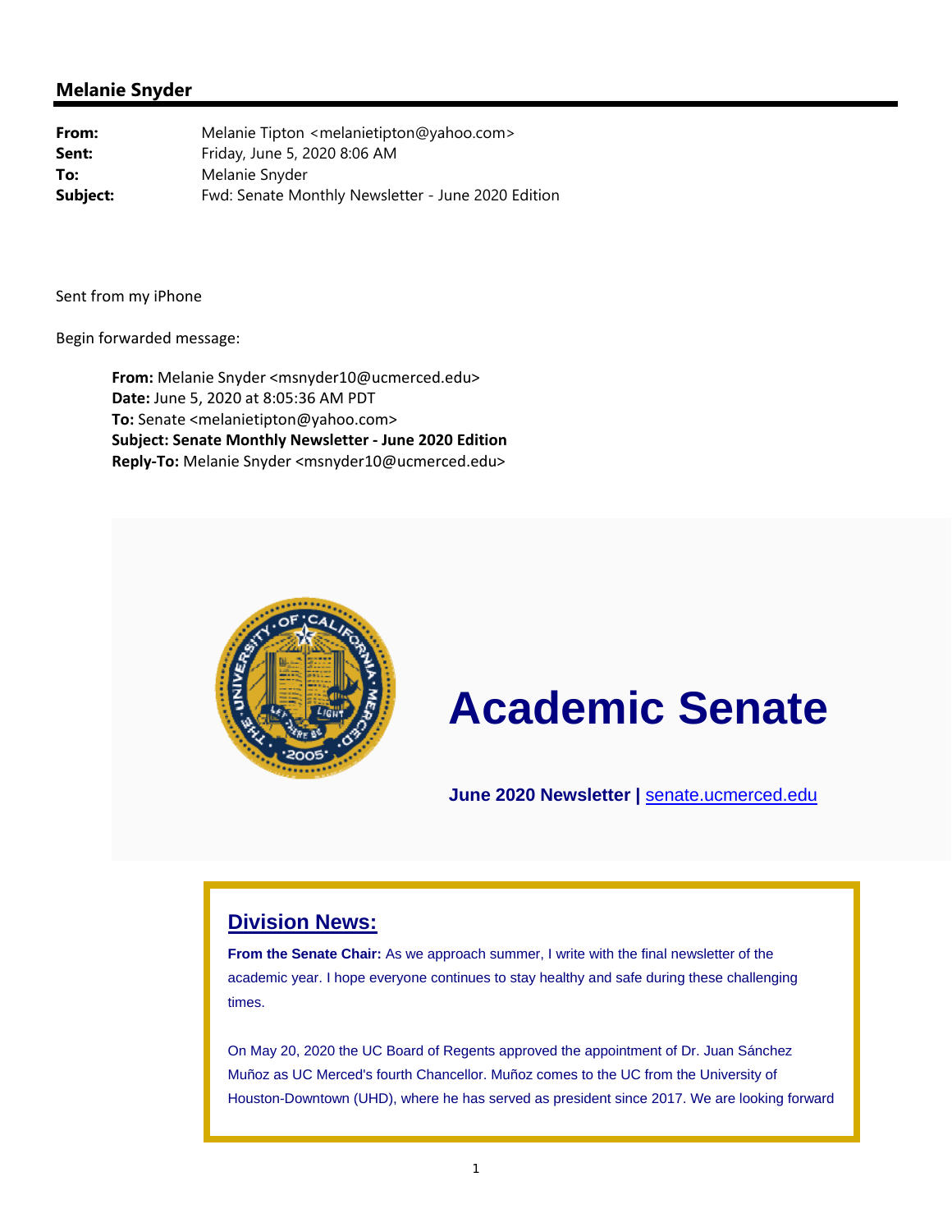## Melanie Snyder

**From:** Melanie Tipton <melanietipton@yahoo.com>
**Sent:** Friday, June 5, 2020 8:06 AM
**To:** Melanie Snyder
**Subject:** Fwd: Senate Monthly Newsletter - June 2020 Edition

Sent from my iPhone

Begin forwarded message:

> **From:** Melanie Snyder <msnyder10@ucmerced.edu>
> **Date:** June 5, 2020 at 8:05:36 AM PDT
> **To:** Senate <melanietipton@yahoo.com>
> **Subject: Senate Monthly Newsletter - June 2020 Edition**
> **Reply-To:** Melanie Snyder <msnyder10@ucmerced.edu>

# Academic Senate

**June 2020 Newsletter |** senate.ucmerced.edu

## Division News:

**From the Senate Chair:** As we approach summer, I write with the final newsletter of the academic year. I hope everyone continues to stay healthy and safe during these challenging times.

On May 20, 2020 the UC Board of Regents approved the appointment of Dr. Juan Sánchez Muñoz as UC Merced's fourth Chancellor. Muñoz comes to the UC from the University of Houston-Downtown (UHD), where he has served as president since 2017. We are looking forward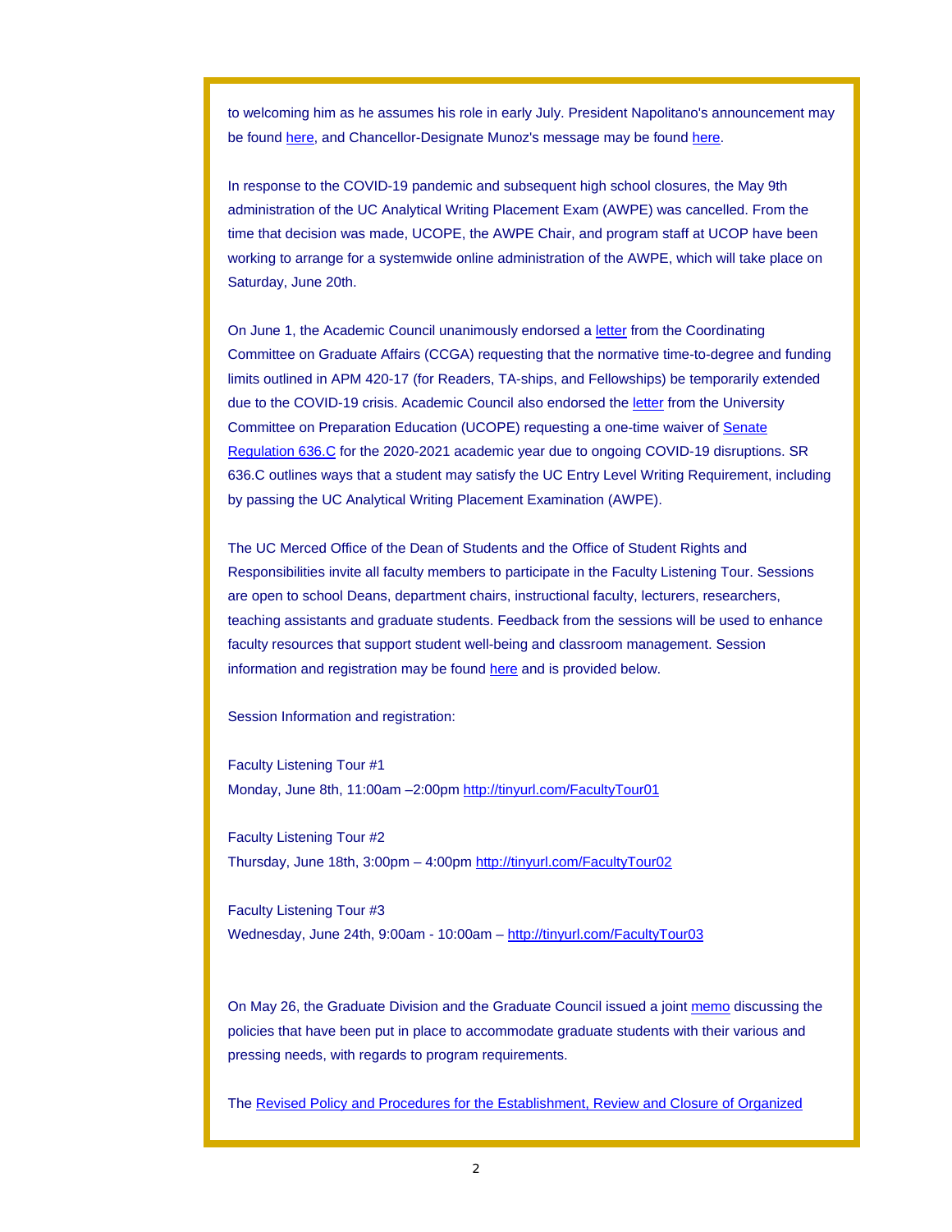to welcoming him as he assumes his role in early July. President Napolitano's announcement may be found here, and Chancellor-Designate Munoz's message may be found here.

In response to the COVID-19 pandemic and subsequent high school closures, the May 9th administration of the UC Analytical Writing Placement Exam (AWPE) was cancelled. From the time that decision was made, UCOPE, the AWPE Chair, and program staff at UCOP have been working to arrange for a systemwide online administration of the AWPE, which will take place on Saturday, June 20th.

On June 1, the Academic Council unanimously endorsed a letter from the Coordinating Committee on Graduate Affairs (CCGA) requesting that the normative time-to-degree and funding limits outlined in APM 420-17 (for Readers, TA-ships, and Fellowships) be temporarily extended due to the COVID-19 crisis. Academic Council also endorsed the letter from the University Committee on Preparation Education (UCOPE) requesting a one-time waiver of Senate Regulation 636.C for the 2020-2021 academic year due to ongoing COVID-19 disruptions. SR 636.C outlines ways that a student may satisfy the UC Entry Level Writing Requirement, including by passing the UC Analytical Writing Placement Examination (AWPE).

The UC Merced Office of the Dean of Students and the Office of Student Rights and Responsibilities invite all faculty members to participate in the Faculty Listening Tour. Sessions are open to school Deans, department chairs, instructional faculty, lecturers, researchers, teaching assistants and graduate students. Feedback from the sessions will be used to enhance faculty resources that support student well-being and classroom management. Session information and registration may be found here and is provided below.

Session Information and registration:

Faculty Listening Tour #1
Monday, June 8th, 11:00am –2:00pm http://tinyurl.com/FacultyTour01

Faculty Listening Tour #2
Thursday, June 18th, 3:00pm – 4:00pm http://tinyurl.com/FacultyTour02

Faculty Listening Tour #3
Wednesday, June 24th, 9:00am - 10:00am – http://tinyurl.com/FacultyTour03

On May 26, the Graduate Division and the Graduate Council issued a joint memo discussing the policies that have been put in place to accommodate graduate students with their various and pressing needs, with regards to program requirements.

The Revised Policy and Procedures for the Establishment, Review and Closure of Organized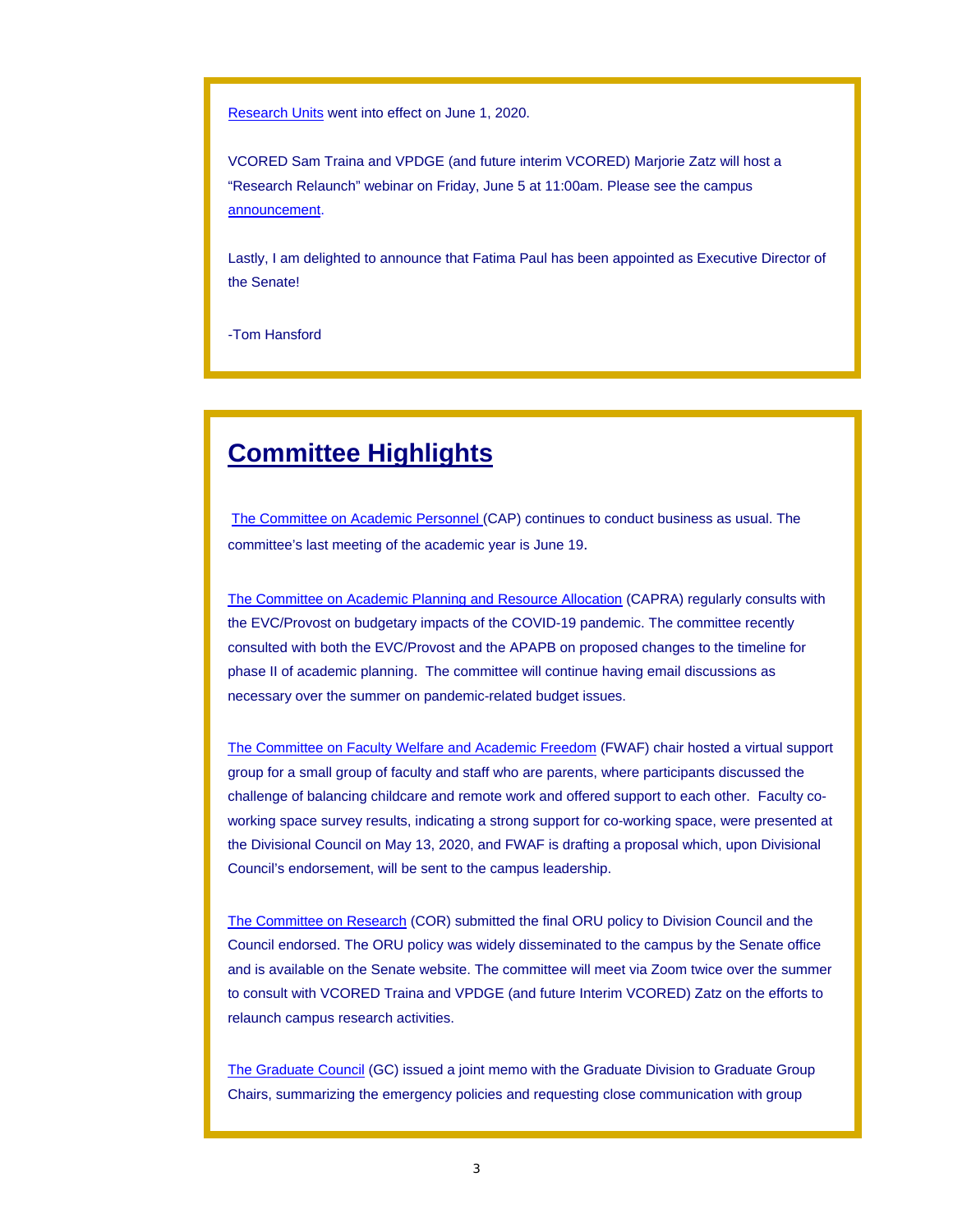Research Units went into effect on June 1, 2020.

VCORED Sam Traina and VPDGE (and future interim VCORED) Marjorie Zatz will host a "Research Relaunch" webinar on Friday, June 5 at 11:00am. Please see the campus announcement.

Lastly, I am delighted to announce that Fatima Paul has been appointed as Executive Director of the Senate!

-Tom Hansford

## Committee Highlights

The Committee on Academic Personnel (CAP) continues to conduct business as usual. The committee's last meeting of the academic year is June 19.

The Committee on Academic Planning and Resource Allocation (CAPRA) regularly consults with the EVC/Provost on budgetary impacts of the COVID-19 pandemic. The committee recently consulted with both the EVC/Provost and the APAPB on proposed changes to the timeline for phase II of academic planning. The committee will continue having email discussions as necessary over the summer on pandemic-related budget issues.

The Committee on Faculty Welfare and Academic Freedom (FWAF) chair hosted a virtual support group for a small group of faculty and staff who are parents, where participants discussed the challenge of balancing childcare and remote work and offered support to each other. Faculty co-working space survey results, indicating a strong support for co-working space, were presented at the Divisional Council on May 13, 2020, and FWAF is drafting a proposal which, upon Divisional Council's endorsement, will be sent to the campus leadership.

The Committee on Research (COR) submitted the final ORU policy to Division Council and the Council endorsed. The ORU policy was widely disseminated to the campus by the Senate office and is available on the Senate website. The committee will meet via Zoom twice over the summer to consult with VCORED Traina and VPDGE (and future Interim VCORED) Zatz on the efforts to relaunch campus research activities.

The Graduate Council (GC) issued a joint memo with the Graduate Division to Graduate Group Chairs, summarizing the emergency policies and requesting close communication with group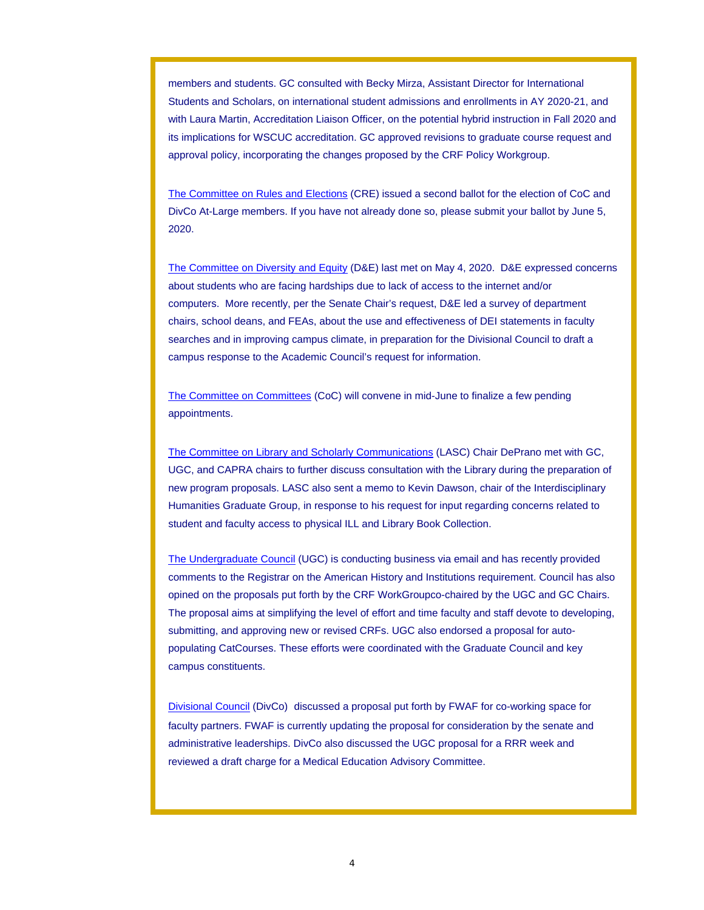members and students. GC consulted with Becky Mirza, Assistant Director for International Students and Scholars, on international student admissions and enrollments in AY 2020-21, and with Laura Martin, Accreditation Liaison Officer, on the potential hybrid instruction in Fall 2020 and its implications for WSCUC accreditation. GC approved revisions to graduate course request and approval policy, incorporating the changes proposed by the CRF Policy Workgroup.

The Committee on Rules and Elections (CRE) issued a second ballot for the election of CoC and DivCo At-Large members. If you have not already done so, please submit your ballot by June 5, 2020.

The Committee on Diversity and Equity (D&E) last met on May 4, 2020. D&E expressed concerns about students who are facing hardships due to lack of access to the internet and/or computers. More recently, per the Senate Chair's request, D&E led a survey of department chairs, school deans, and FEAs, about the use and effectiveness of DEI statements in faculty searches and in improving campus climate, in preparation for the Divisional Council to draft a campus response to the Academic Council's request for information.

The Committee on Committees (CoC) will convene in mid-June to finalize a few pending appointments.

The Committee on Library and Scholarly Communications (LASC) Chair DePrano met with GC, UGC, and CAPRA chairs to further discuss consultation with the Library during the preparation of new program proposals. LASC also sent a memo to Kevin Dawson, chair of the Interdisciplinary Humanities Graduate Group, in response to his request for input regarding concerns related to student and faculty access to physical ILL and Library Book Collection.

The Undergraduate Council (UGC) is conducting business via email and has recently provided comments to the Registrar on the American History and Institutions requirement. Council has also opined on the proposals put forth by the CRF WorkGroupco-chaired by the UGC and GC Chairs. The proposal aims at simplifying the level of effort and time faculty and staff devote to developing, submitting, and approving new or revised CRFs. UGC also endorsed a proposal for auto-populating CatCourses. These efforts were coordinated with the Graduate Council and key campus constituents.

Divisional Council (DivCo) discussed a proposal put forth by FWAF for co-working space for faculty partners. FWAF is currently updating the proposal for consideration by the senate and administrative leaderships. DivCo also discussed the UGC proposal for a RRR week and reviewed a draft charge for a Medical Education Advisory Committee.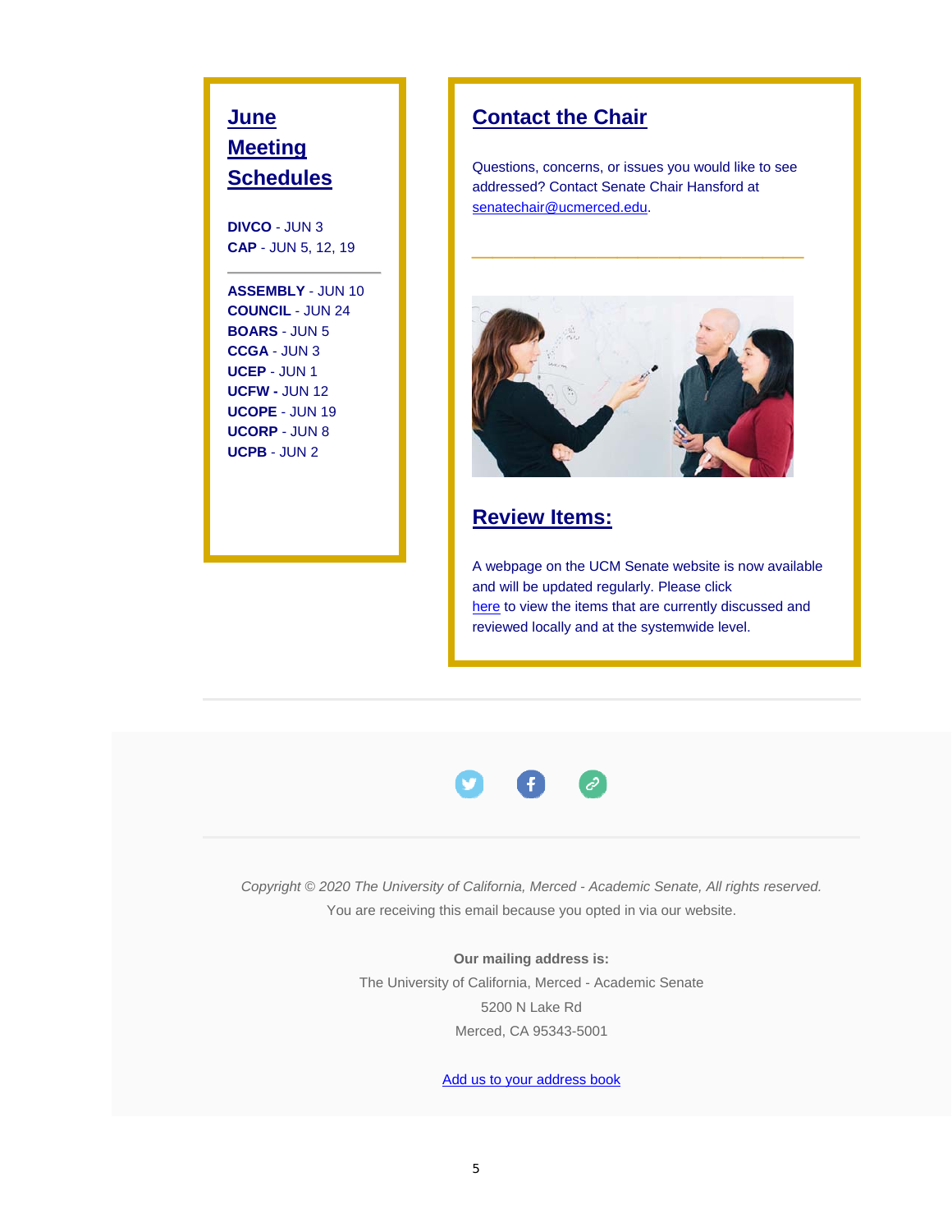## June Meeting Schedules

**DIVCO** - JUN 3
**CAP** - JUN 5, 12, 19

---

**ASSEMBLY** - JUN 10
**COUNCIL** - JUN 24
**BOARS** - JUN 5
**CCGA** - JUN 3
**UCEP** - JUN 1
**UCFW -** JUN 12
**UCOPE** - JUN 19
**UCORP** - JUN 8
**UCPB** - JUN 2

## Contact the Chair

Questions, concerns, or issues you would like to see addressed? Contact Senate Chair Hansford at senatechair@ucmerced.edu.

---

## Review Items:

A webpage on the UCM Senate website is now available and will be updated regularly. Please click here to view the items that are currently discussed and reviewed locally and at the systemwide level.

---

*Copyright © 2020 The University of California, Merced - Academic Senate, All rights reserved.*
You are receiving this email because you opted in via our website.

**Our mailing address is:**
The University of California, Merced - Academic Senate
5200 N Lake Rd
Merced, CA 95343-5001

Add us to your address book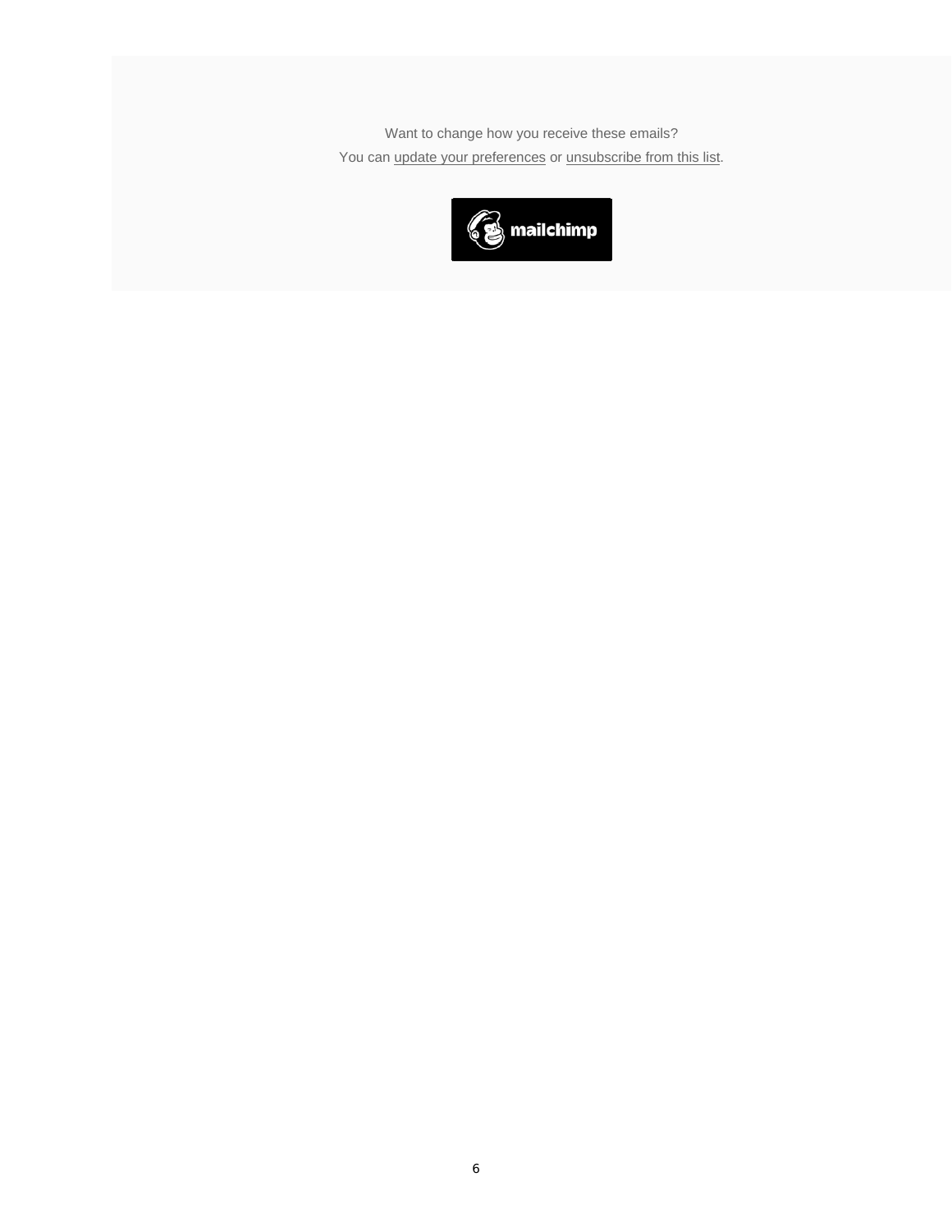Want to change how you receive these emails?
You can update your preferences or unsubscribe from this list.